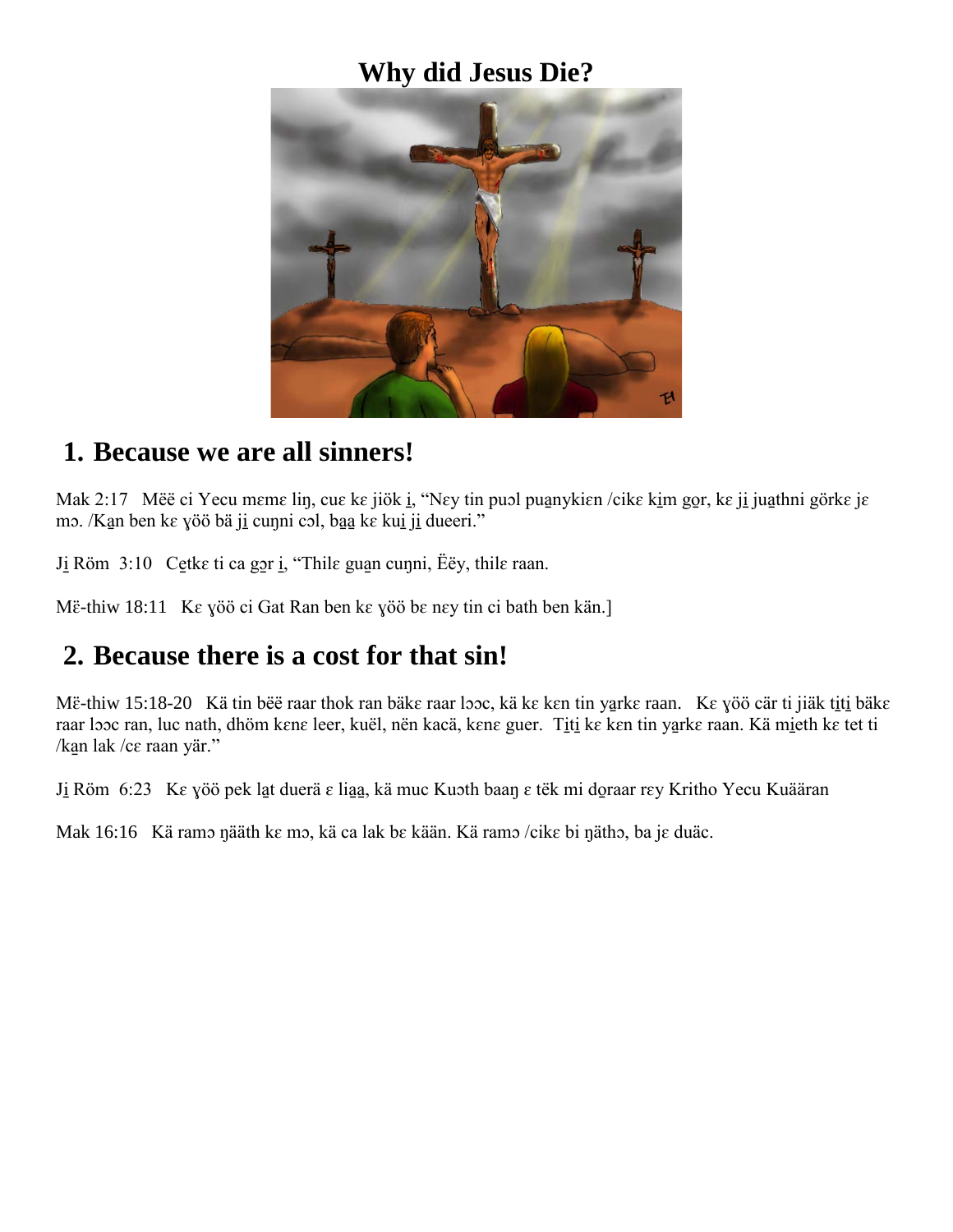# Why did Jesus Die?

## 1. Because we are all sinners!

Mak 2:17   Mëë ci Yecu mɛmɛ liŋ, cuɛ kɛ jiök i̠, "Nɛy tin puɔl pua̠nykiɛn /cikɛ ki̠m go̠r, kɛ ji̠ jua̠thni görkɛ jɛ mɔ. /Ka̠n ben kɛ ɣöö bä ji̠ cuŋni cɔl, ba̠a̠ kɛ kui̠ ji̠ dueeri."

Ji̠ Röm  3:10   Ce̠tkɛ ti ca go̠r i̠, "Thilɛ gua̠n cuŋni, Ëëy, thilɛ raan.

Më-thiw 18:11   Kɛ ɣöö ci Gat Ran ben kɛ ɣöö bɛ nɛy tin ci bath ben kän.]

## 2. Because there is a cost for that sin!

Më-thiw 15:18-20   Kä tin bëë raar thok ran bäkɛ raar lɔɔc, kä kɛ kɛn tin ya̠rkɛ raan.   Kɛ ɣöö cär ti jiäk ti̠ti̠ bäkɛ raar lɔɔc ran, luc nath, dhöm kɛnɛ leer, kuël, nën kacä, kɛnɛ guer.  Ti̠ti̠ kɛ kɛn tin ya̠rkɛ raan. Kä mi̠eth kɛ tet ti /ka̠n lak /cɛ raan yär."

Ji̠ Röm  6:23   Kɛ ɣöö pek la̠t duerä ɛ lia̠a̠, kä muc Kuɔth baaŋ ɛ tëk mi do̠raar rɛy Kritho Yecu Kuääran

Mak 16:16   Kä ramɔ ŋääth kɛ mɔ, kä ca lak bɛ kään. Kä ramɔ /cikɛ bi ŋäthɔ, ba jɛ duäc.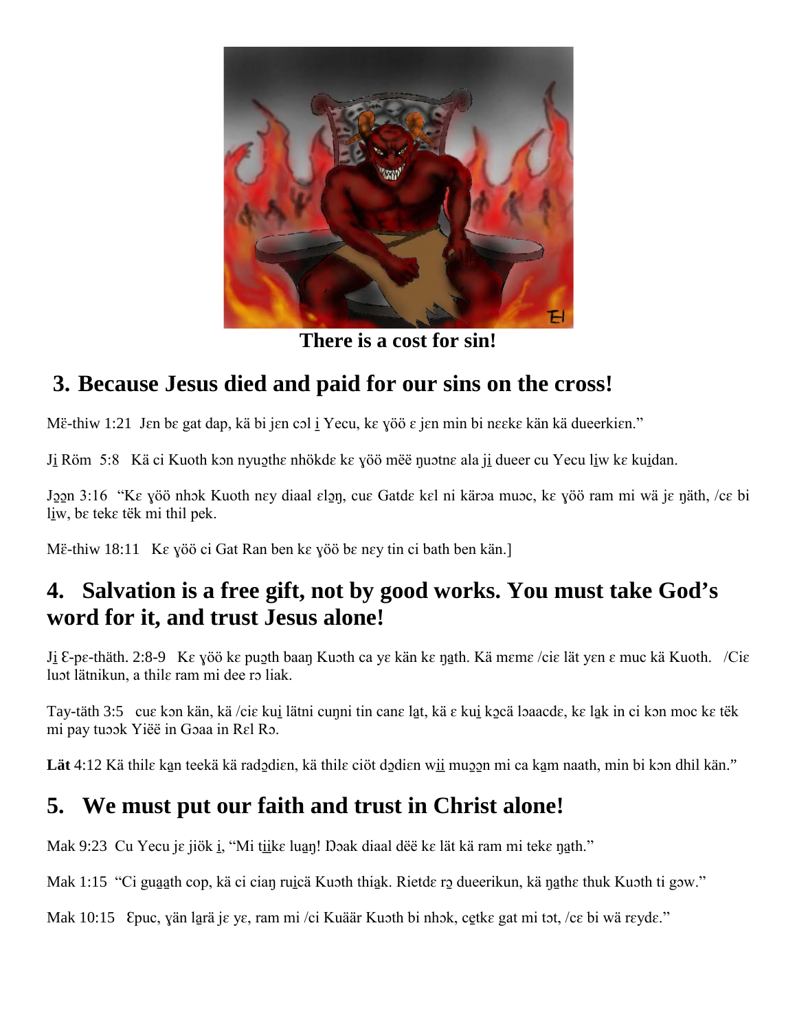**There is a cost for sin!**

## 3. Because Jesus died and paid for our sins on the cross!

Më-thiw 1:21 Jɛn bɛ gat dap, kä bi jɛn cɔl i̱ Yecu, kɛ ɣöö ɛ jɛn min bi nɛɛkɛ kän kä dueerkiɛn."

Ji̱ Röm 5:8 Kä ci Kuoth kɔn nyuɔ̱thɛ nhökdɛ kɛ ɣöö mëë ŋuɔtnɛ ala ji̱ dueer cu Yecu li̱w kɛ kui̱dan.

Jɔ̱ɔ̱n 3:16 "Kɛ ɣöö nhɔk Kuoth nɛy diaal ɛlɔ̱ŋ, cuɛ Gatdɛ kɛl ni kärɔa muɔc, kɛ ɣöö ram mi wä jɛ ŋäth, /cɛ bi li̱w, bɛ tekɛ tëk mi thil pek.

Më-thiw 18:11 Kɛ ɣöö ci Gat Ran ben kɛ ɣöö bɛ nɛy tin ci bath ben kän.]

## 4. Salvation is a free gift, not by good works. You must take God's word for it, and trust Jesus alone!

Ji̱ Ɛ-pɛ-thäth. 2:8-9 Kɛ ɣöö kɛ puɔ̱th baaŋ Kuɔth ca yɛ kän kɛ ŋa̱th. Kä mɛmɛ /ciɛ lät yɛn ɛ muc kä Kuoth. /Ciɛ luɔt lätnikun, a thilɛ ram mi dee rɔ liak.

Tay-täth 3:5 cuɛ kɔn kän, kä /ciɛ kui̱ lätni cuŋni tin canɛ la̱t, kä ɛ kui̱ kɔ̱cä lɔaacdɛ, kɛ la̱k in ci kɔn moc kɛ tëk mi pay tuɔɔk Yiëë in Gɔaa in Rɛl Rɔ.

**Lät** 4:12 Kä thilɛ ka̱n teekä kä radɔ̱diɛn, kä thilɛ ciöt dɔ̱diɛn wi̱i̱ muɔ̱ɔ̱n mi ca ka̱m naath, min bi kɔn dhil kän."

## 5. We must put our faith and trust in Christ alone!

Mak 9:23 Cu Yecu jɛ jiök i̱, "Mi ti̱i̱kɛ lua̱ŋ! Ŋɔak diaal dëë kɛ lät kä ram mi tekɛ ŋa̱th."

Mak 1:15 "Ci gua̱a̱th cop, kä ci ciaŋ rui̱cä Kuɔth thia̱k. Rietdɛ rɔ̱ dueerikun, kä ŋa̱thɛ thuk Kuɔth ti gɔw."

Mak 10:15 Ɛpuc, ɣän la̱rä jɛ yɛ, ram mi /ci Kuäär Kuɔth bi nhɔk, ce̱tkɛ gat mi tɔt, /cɛ bi wä rɛydɛ."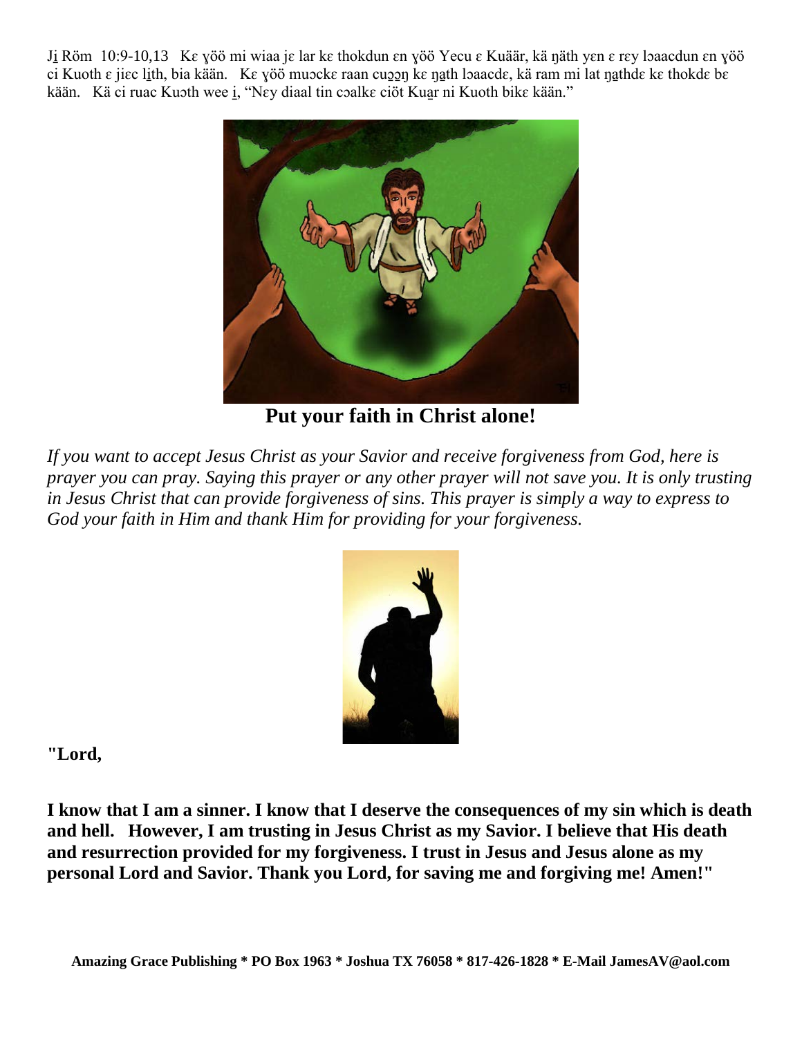J<u>i</u> Röm 10:9-10,13 Kɛ ɣöö mi wiaa jɛ lar kɛ thokdun ɛn ɣöö Yecu ɛ Kuäär, kä ŋäth yɛn ɛ rɛy lɔaacdun ɛn ɣöö ci Kuoth ɛ jiɛc l<u>i</u>th, bia kään. Kɛ ɣöö muɔckɛ raan cuɔ̱ɔ̱ŋ kɛ ŋ<u>a</u>th lɔaacdɛ, kä ram mi lat ŋ<u>a</u>thdɛ kɛ thokdɛ bɛ kään. Kä ci ruac Kuɔth wee <u>i</u>, "Nɛy diaal tin cɔalkɛ ciöt Ku<u>a</u>r ni Kuoth bikɛ kään."

**Put your faith in Christ alone!**

*If you want to accept Jesus Christ as your Savior and receive forgiveness from God, here is prayer you can pray. Saying this prayer or any other prayer will not save you. It is only trusting in Jesus Christ that can provide forgiveness of sins. This prayer is simply a way to express to God your faith in Him and thank Him for providing for your forgiveness.*

**"Lord,**

**I know that I am a sinner. I know that I deserve the consequences of my sin which is death and hell. However, I am trusting in Jesus Christ as my Savior. I believe that His death and resurrection provided for my forgiveness. I trust in Jesus and Jesus alone as my personal Lord and Savior. Thank you Lord, for saving me and forgiving me! Amen!"**

**Amazing Grace Publishing * PO Box 1963 * Joshua TX 76058 * 817-426-1828 * E-Mail JamesAV@aol.com**